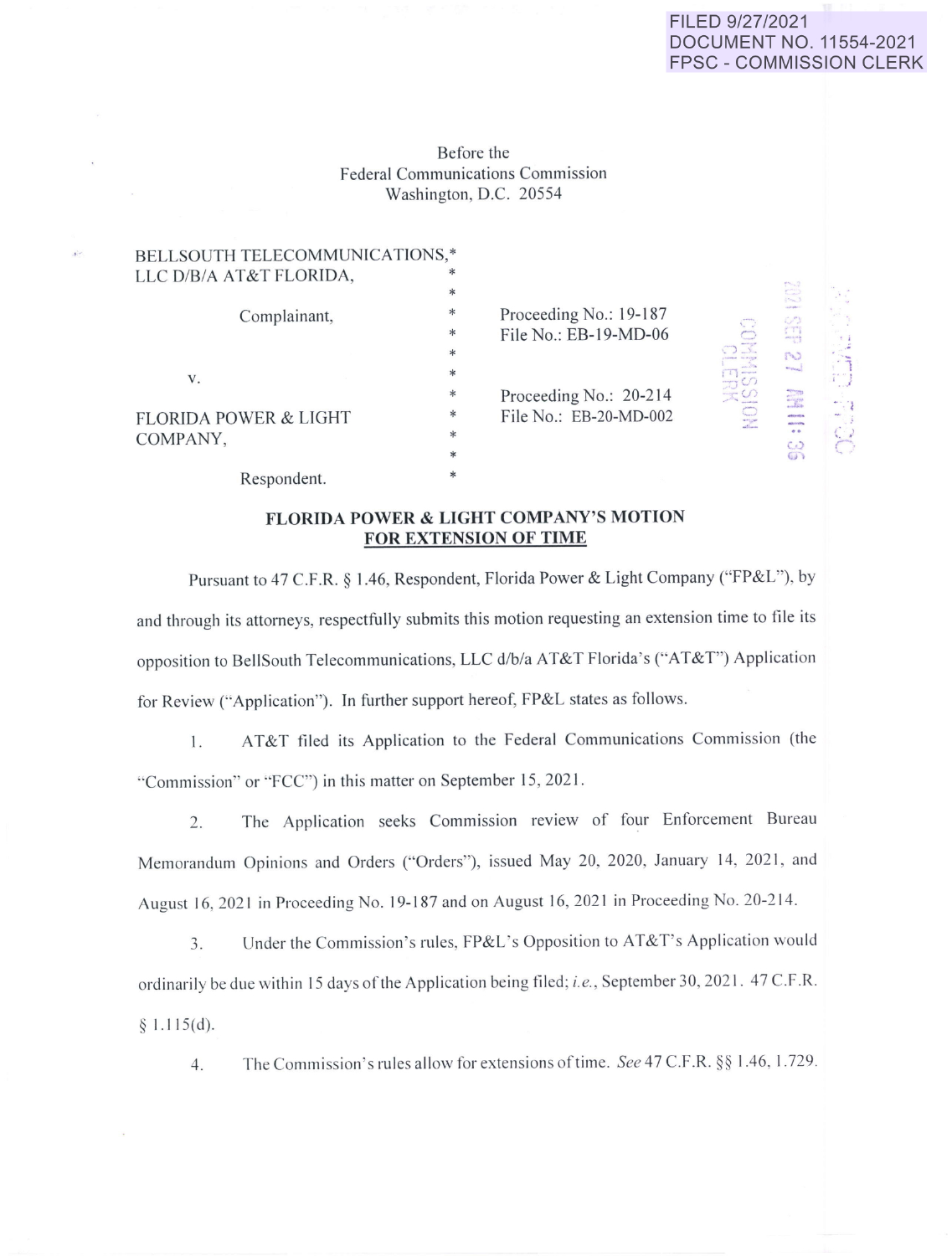FILED 9/27/2021
DOCUMENT NO. 11554-2021
FPSC - COMMISSION CLERK

Before the
Federal Communications Commission
Washington, D.C. 20554

| | | |
|---|---|---|
| BELLSOUTH TELECOMMUNICATIONS, LLC D/B/A AT&T FLORIDA, | * | |
| Complainant, | * | Proceeding No.: 19-187<br>File No.: EB-19-MD-06 |
| v. | * | Proceeding No.: 20-214<br>File No.: EB-20-MD-002 |
| FLORIDA POWER & LIGHT COMPANY, | * | |
| Respondent. | * | |

**FLORIDA POWER & LIGHT COMPANY'S MOTION FOR EXTENSION OF TIME**

Pursuant to 47 C.F.R. § 1.46, Respondent, Florida Power & Light Company ("FP&L"), by and through its attorneys, respectfully submits this motion requesting an extension time to file its opposition to BellSouth Telecommunications, LLC d/b/a AT&T Florida's ("AT&T") Application for Review ("Application"). In further support hereof, FP&L states as follows.

1. AT&T filed its Application to the Federal Communications Commission (the "Commission" or "FCC") in this matter on September 15, 2021.

2. The Application seeks Commission review of four Enforcement Bureau Memorandum Opinions and Orders ("Orders"), issued May 20, 2020, January 14, 2021, and August 16, 2021 in Proceeding No. 19-187 and on August 16, 2021 in Proceeding No. 20-214.

3. Under the Commission's rules, FP&L's Opposition to AT&T's Application would ordinarily be due within 15 days of the Application being filed; *i.e.*, September 30, 2021. 47 C.F.R. § 1.115(d).

4. The Commission's rules allow for extensions of time. *See* 47 C.F.R. §§ 1.46, 1.729.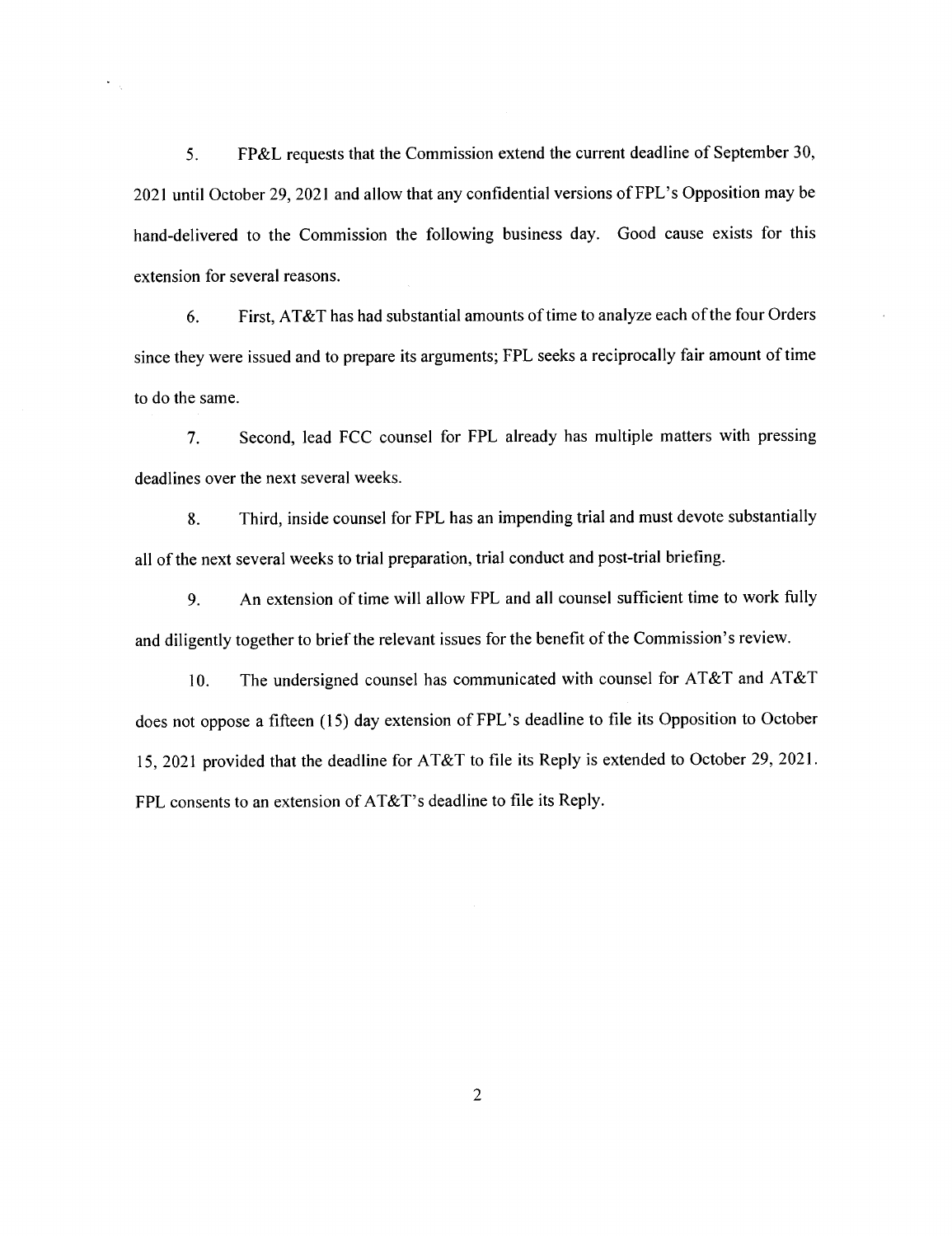5. FP&L requests that the Commission extend the current deadline of September 30, 2021 until October 29, 2021 and allow that any confidential versions of FPL's Opposition may be hand-delivered to the Commission the following business day. Good cause exists for this extension for several reasons.

6. First, AT&T has had substantial amounts of time to analyze each of the four Orders since they were issued and to prepare its arguments; FPL seeks a reciprocally fair amount of time to do the same.

7. Second, lead FCC counsel for FPL already has multiple matters with pressing deadlines over the next several weeks.

8. Third, inside counsel for FPL has an impending trial and must devote substantially all of the next several weeks to trial preparation, trial conduct and post-trial briefing.

9. An extension of time will allow FPL and all counsel sufficient time to work fully and diligently together to brief the relevant issues for the benefit of the Commission's review.

10. The undersigned counsel has communicated with counsel for AT&T and AT&T does not oppose a fifteen (15) day extension of FPL's deadline to file its Opposition to October 15, 2021 provided that the deadline for AT&T to file its Reply is extended to October 29, 2021. FPL consents to an extension of AT&T's deadline to file its Reply.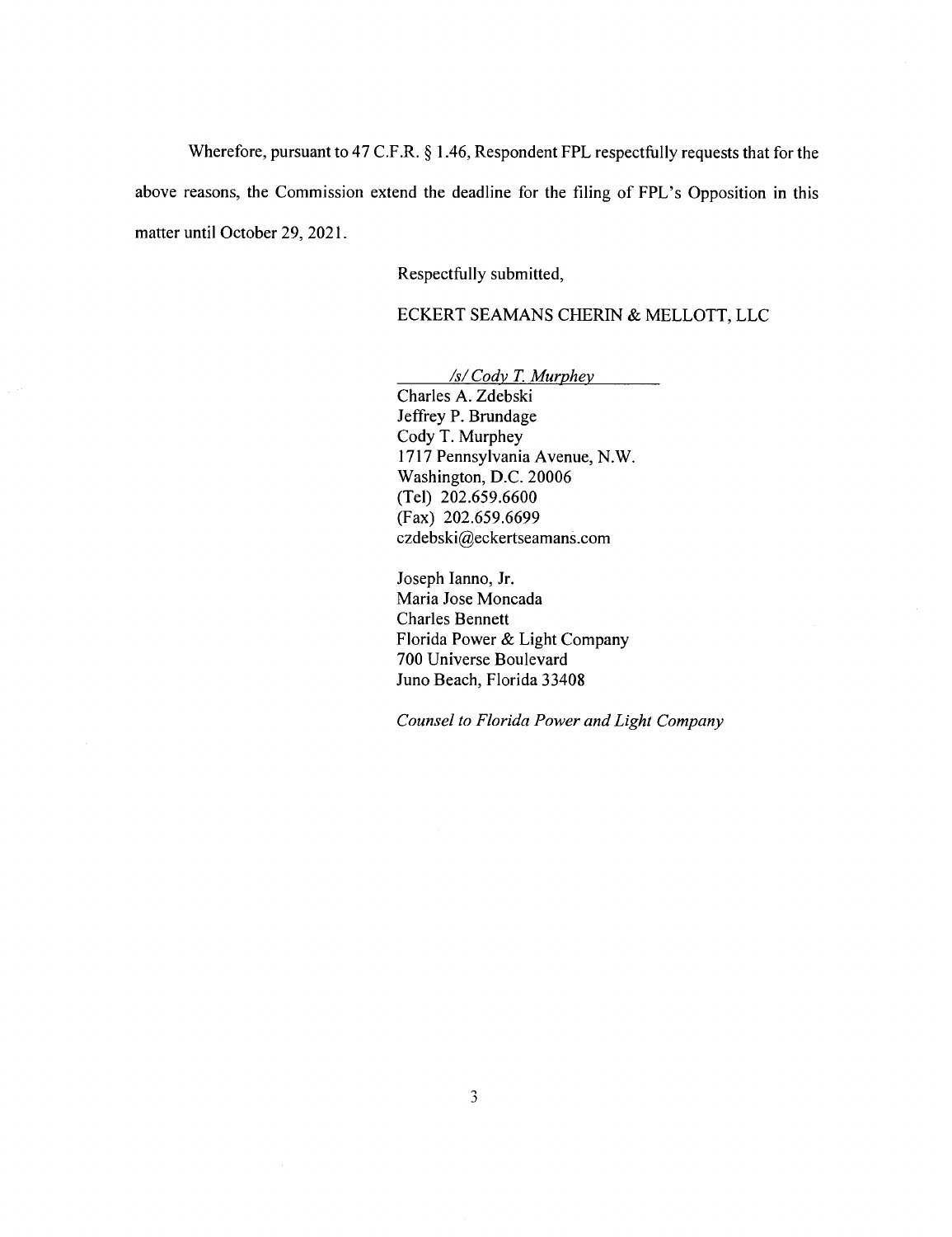Wherefore, pursuant to 47 C.F.R. § 1.46, Respondent FPL respectfully requests that for the above reasons, the Commission extend the deadline for the filing of FPL's Opposition in this matter until October 29, 2021.

Respectfully submitted,

ECKERT SEAMANS CHERIN & MELLOTT, LLC

*/s/ Cody T. Murphey*  
Charles A. Zdebski  
Jeffrey P. Brundage  
Cody T. Murphey  
1717 Pennsylvania Avenue, N.W.  
Washington, D.C. 20006  
(Tel) 202.659.6600  
(Fax) 202.659.6699  
czdebski@eckertseamans.com

Joseph Ianno, Jr.  
Maria Jose Moncada  
Charles Bennett  
Florida Power & Light Company  
700 Universe Boulevard  
Juno Beach, Florida 33408

*Counsel to Florida Power and Light Company*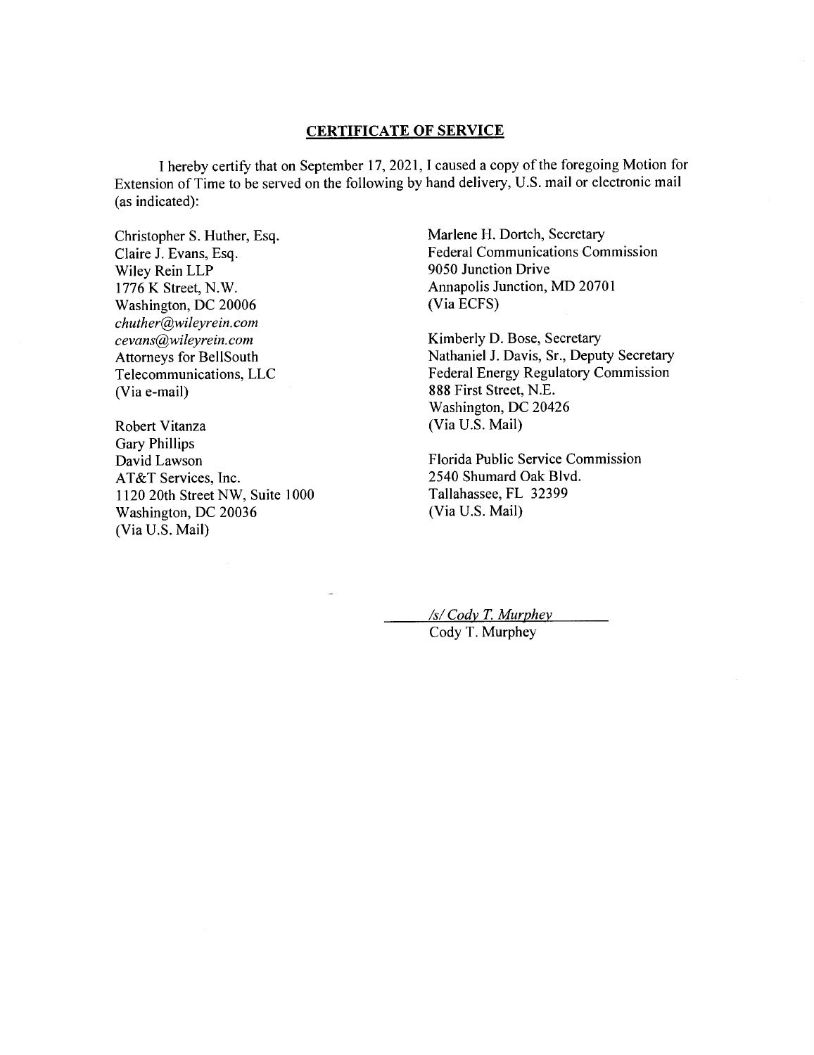## CERTIFICATE OF SERVICE

I hereby certify that on September 17, 2021, I caused a copy of the foregoing Motion for Extension of Time to be served on the following by hand delivery, U.S. mail or electronic mail (as indicated):

Christopher S. Huther, Esq.
Claire J. Evans, Esq.
Wiley Rein LLP
1776 K Street, N.W.
Washington, DC 20006
*chuther@wileyrein.com*
*cevans@wileyrein.com*
Attorneys for BellSouth Telecommunications, LLC
(Via e-mail)

Robert Vitanza
Gary Phillips
David Lawson
AT&T Services, Inc.
1120 20th Street NW, Suite 1000
Washington, DC 20036
(Via U.S. Mail)

Marlene H. Dortch, Secretary
Federal Communications Commission
9050 Junction Drive
Annapolis Junction, MD 20701
(Via ECFS)

Kimberly D. Bose, Secretary
Nathaniel J. Davis, Sr., Deputy Secretary
Federal Energy Regulatory Commission
888 First Street, N.E.
Washington, DC 20426
(Via U.S. Mail)

Florida Public Service Commission
2540 Shumard Oak Blvd.
Tallahassee, FL 32399
(Via U.S. Mail)

*/s/ Cody T. Murphey*
Cody T. Murphey